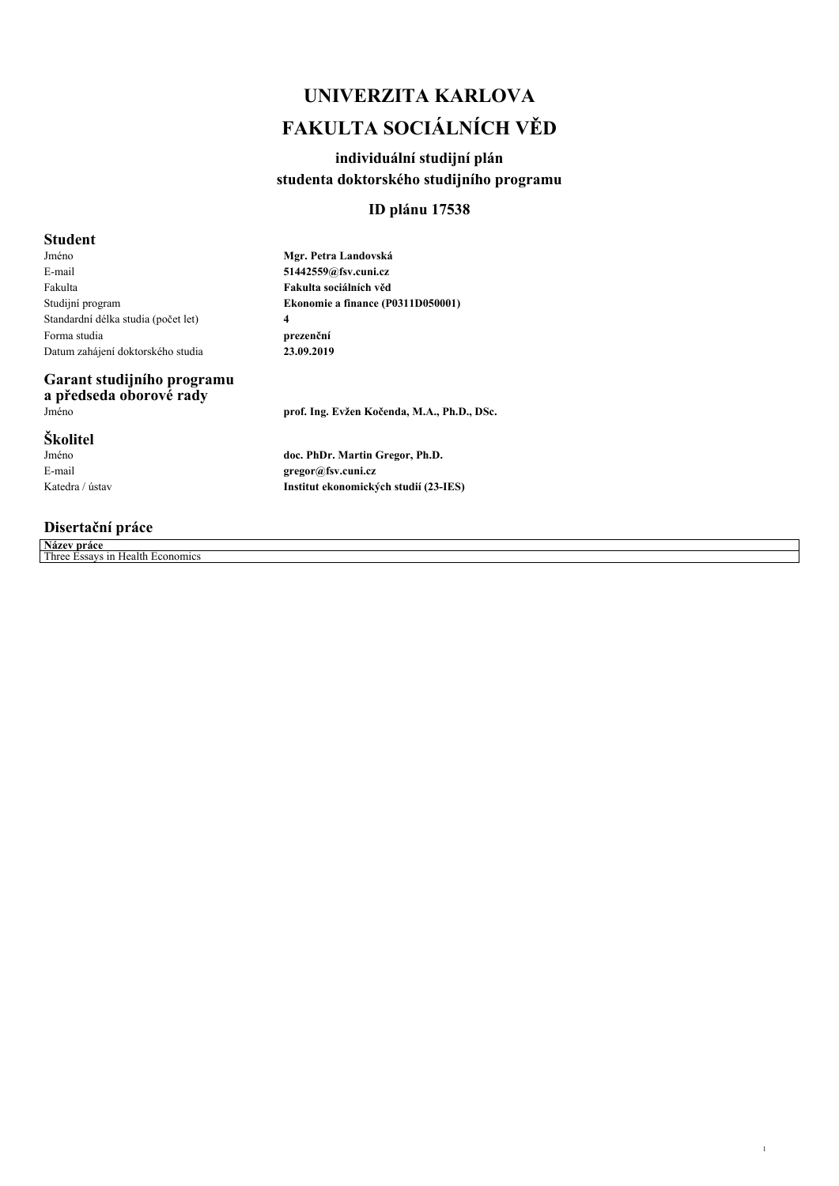# UNIVERZITA KARLOVA

# FAKULTA SOCIÁLNÍCH VĚD

### individuální studijní plán
### studenta doktorského studijního programu

### ID plánu 17538

## Student

| | |
|---|---|
| Jméno | **Mgr. Petra Landovská** |
| E-mail | **51442559@fsv.cuni.cz** |
| Fakulta | **Fakulta sociálních věd** |
| Studijní program | **Ekonomie a finance (P0311D050001)** |
| Standardní délka studia (počet let) | **4** |
| Forma studia | **prezenční** |
| Datum zahájení doktorského studia | **23.09.2019** |

## Garant studijního programu a předseda oborové rady

| | |
|---|---|
| Jméno | **prof. Ing. Evžen Kočenda, M.A., Ph.D., DSc.** |

## Školitel

| | |
|---|---|
| Jméno | **doc. PhDr. Martin Gregor, Ph.D.** |
| E-mail | **gregor@fsv.cuni.cz** |
| Katedra / ústav | **Institut ekonomických studií (23-IES)** |

## Disertační práce

| **Název práce** |
|---|
| Three Essays in Health Economics |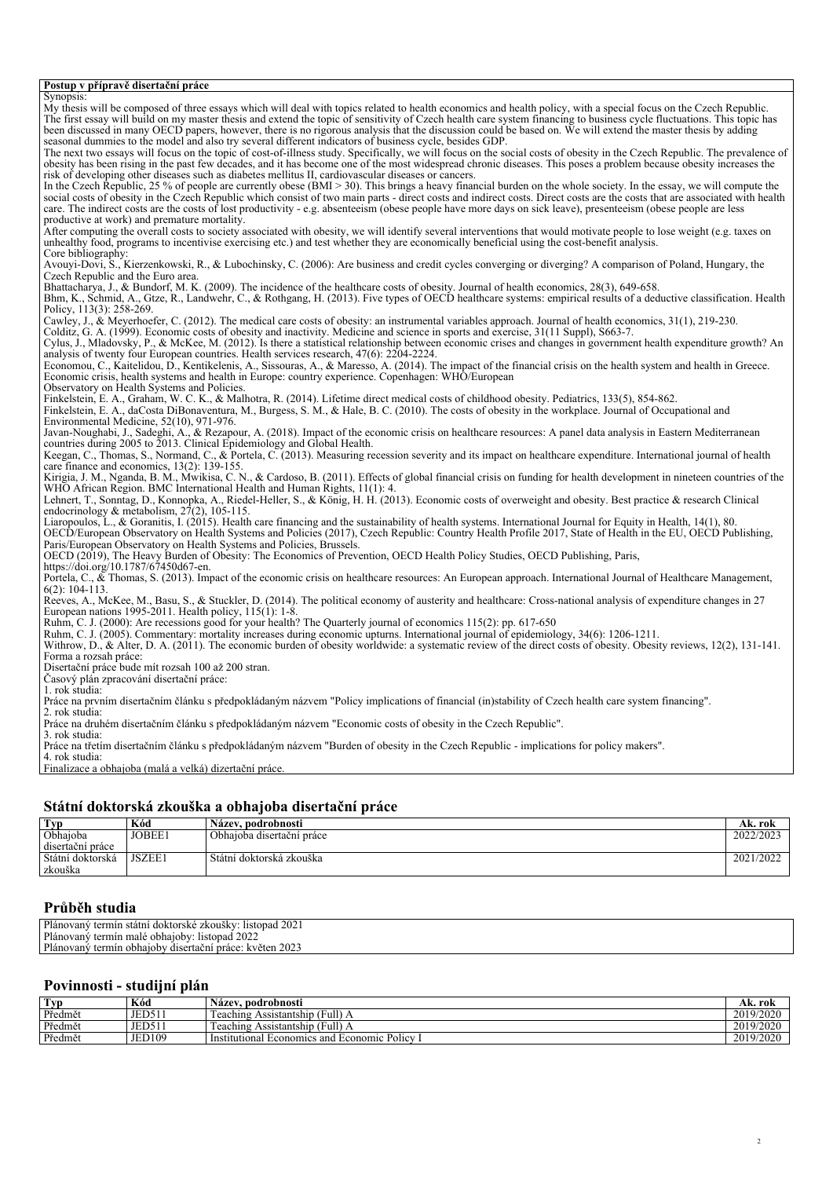**Postup v přípravě disertační práce**

Synopsis:

My thesis will be composed of three essays which will deal with topics related to health economics and health policy, with a special focus on the Czech Republic. The first essay will build on my master thesis and extend the topic of sensitivity of Czech health care system financing to business cycle fluctuations. This topic has been discussed in many OECD papers, however, there is no rigorous analysis that the discussion could be based on. We will extend the master thesis by adding seasonal dummies to the model and also try several different indicators of business cycle, besides GDP.

The next two essays will focus on the topic of cost-of-illness study. Specifically, we will focus on the social costs of obesity in the Czech Republic. The prevalence of obesity has been rising in the past few decades, and it has become one of the most widespread chronic diseases. This poses a problem because obesity increases the risk of developing other diseases such as diabetes mellitus II, cardiovascular diseases or cancers.

In the Czech Republic, 25 % of people are currently obese (BMI > 30). This brings a heavy financial burden on the whole society. In the essay, we will compute the social costs of obesity in the Czech Republic which consist of two main parts - direct costs and indirect costs. Direct costs are the costs that are associated with health care. The indirect costs are the costs of lost productivity - e.g. absenteeism (obese people have more days on sick leave), presenteeism (obese people are less productive at work) and premature mortality.

After computing the overall costs to society associated with obesity, we will identify several interventions that would motivate people to lose weight (e.g. taxes on unhealthy food, programs to incentivise exercising etc.) and test whether they are economically beneficial using the cost-benefit analysis.

Core bibliography:

Avouyi-Dovi, S., Kierzenkowski, R., & Lubochinsky, C. (2006): Are business and credit cycles converging or diverging? A comparison of Poland, Hungary, the Czech Republic and the Euro area.

Bhattacharya, J., & Bundorf, M. K. (2009). The incidence of the healthcare costs of obesity. Journal of health economics, 28(3), 649-658.

Bhm, K., Schmid, A., Gtze, R., Landwehr, C., & Rothgang, H. (2013). Five types of OECD healthcare systems: empirical results of a deductive classification. Health Policy, 113(3): 258-269.

Cawley, J., & Meyerhoefer, C. (2012). The medical care costs of obesity: an instrumental variables approach. Journal of health economics, 31(1), 219-230.

Colditz, G. A. (1999). Economic costs of obesity and inactivity. Medicine and science in sports and exercise, 31(11 Suppl), S663-7.

Cylus, J., Mladovsky, P., & McKee, M. (2012). Is there a statistical relationship between economic crises and changes in government health expenditure growth? An analysis of twenty four European countries. Health services research, 47(6): 2204-2224.

Economou, C., Kaitelidou, D., Kentikelenis, A., Sissouras, A., & Maresso, A. (2014). The impact of the financial crisis on the health system and health in Greece. Economic crisis, health systems and health in Europe: country experience. Copenhagen: WHO/European Observatory on Health Systems and Policies.

Finkelstein, E. A., Graham, W. C. K., & Malhotra, R. (2014). Lifetime direct medical costs of childhood obesity. Pediatrics, 133(5), 854-862.

Finkelstein, E. A., daCosta DiBonaventura, M., Burgess, S. M., & Hale, B. C. (2010). The costs of obesity in the workplace. Journal of Occupational and Environmental Medicine, 52(10), 971-976.

Javan-Noughabi, J., Sadeghi, A., & Rezapour, A. (2018). Impact of the economic crisis on healthcare resources: A panel data analysis in Eastern Mediterranean countries during 2005 to 2013. Clinical Epidemiology and Global Health.

Keegan, C., Thomas, S., Normand, C., & Portela, C. (2013). Measuring recession severity and its impact on healthcare expenditure. International journal of health care finance and economics, 13(2): 139-155.

Kirigia, J. M., Nganda, B. M., Mwikisa, C. N., & Cardoso, B. (2011). Effects of global financial crisis on funding for health development in nineteen countries of the WHO African Region. BMC International Health and Human Rights, 11(1): 4.

Lehnert, T., Sonntag, D., Konnopka, A., Riedel-Heller, S., & König, H. H. (2013). Economic costs of overweight and obesity. Best practice & research Clinical endocrinology & metabolism, 27(2), 105-115.

Liaropoulos, L., & Goranitis, I. (2015). Health care financing and the sustainability of health systems. International Journal for Equity in Health, 14(1), 80.

OECD/European Observatory on Health Systems and Policies (2017), Czech Republic: Country Health Profile 2017, State of Health in the EU, OECD Publishing, Paris/European Observatory on Health Systems and Policies, Brussels.

OECD (2019), The Heavy Burden of Obesity: The Economics of Prevention, OECD Health Policy Studies, OECD Publishing, Paris, https://doi.org/10.1787/67450d67-en.

Portela, C., & Thomas, S. (2013). Impact of the economic crisis on healthcare resources: An European approach. International Journal of Healthcare Management, 6(2): 104-113.

Reeves, A., McKee, M., Basu, S., & Stuckler, D. (2014). The political economy of austerity and healthcare: Cross-national analysis of expenditure changes in 27 European nations 1995-2011. Health policy, 115(1): 1-8.

Ruhm, C. J. (2000): Are recessions good for your health? The Quarterly journal of economics 115(2): pp. 617-650

Ruhm, C. J. (2005). Commentary: mortality increases during economic upturns. International journal of epidemiology, 34(6): 1206-1211.

Withrow, D., & Alter, D. A. (2011). The economic burden of obesity worldwide: a systematic review of the direct costs of obesity. Obesity reviews, 12(2), 131-141.

Forma a rozsah práce:

Disertační práce bude mít rozsah 100 až 200 stran.

Časový plán zpracování disertační práce:

1. rok studia:

Práce na prvním disertačním článku s předpokládaným názvem "Policy implications of financial (in)stability of Czech health care system financing".

2. rok studia:

Práce na druhém disertačním článku s předpokládaným názvem "Economic costs of obesity in the Czech Republic".

3. rok studia:

Práce na třetím disertačním článku s předpokládaným názvem "Burden of obesity in the Czech Republic - implications for policy makers".

4. rok studia:

Finalizace a obhajoba (malá a velká) dizertační práce.

## Státní doktorská zkouška a obhajoba disertační práce

| Typ | Kód | Název, podrobnosti | Ak. rok |
|---|---|---|---|
| Obhajoba disertační práce | JOBEE1 | Obhajoba disertační práce | 2022/2023 |
| Státní doktorská zkouška | JSZEE1 | Státní doktorská zkouška | 2021/2022 |

## Průběh studia

Plánovaný termín státní doktorské zkoušky: listopad 2021
Plánovaný termín malé obhajoby: listopad 2022
Plánovaný termín obhajoby disertační práce: květen 2023

## Povinnosti - studijní plán

| Typ | Kód | Název, podrobnosti | Ak. rok |
|---|---|---|---|
| Předmět | JED511 | Teaching Assistantship (Full) A | 2019/2020 |
| Předmět | JED511 | Teaching Assistantship (Full) A | 2019/2020 |
| Předmět | JED109 | Institutional Economics and Economic Policy I | 2019/2020 |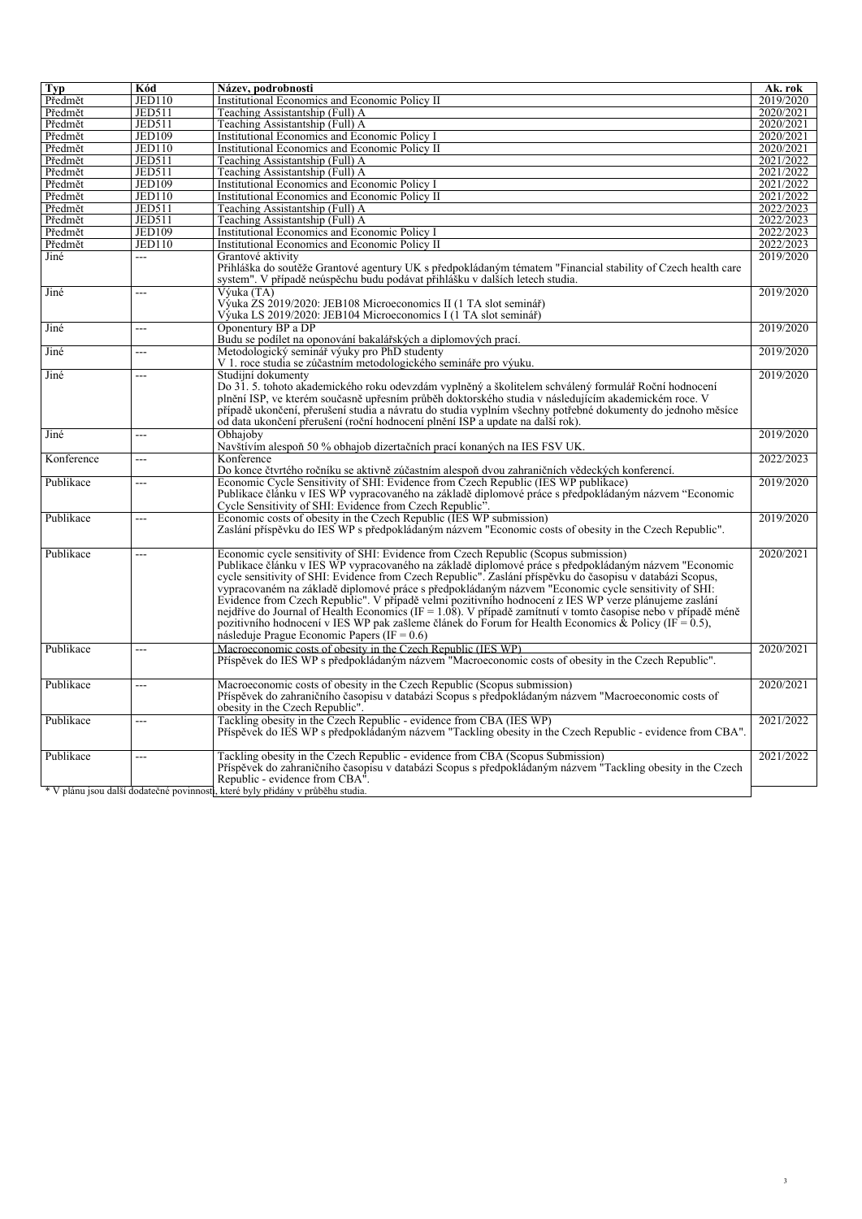| Typ | Kód | Název, podrobnosti | Ak. rok |
| --- | --- | --- | --- |
| Předmět | JED110 | Institutional Economics and Economic Policy II | 2019/2020 |
| Předmět | JED511 | Teaching Assistantship (Full) A | 2020/2021 |
| Předmět | JED511 | Teaching Assistantship (Full) A | 2020/2021 |
| Předmět | JED109 | Institutional Economics and Economic Policy I | 2020/2021 |
| Předmět | JED110 | Institutional Economics and Economic Policy II | 2020/2021 |
| Předmět | JED511 | Teaching Assistantship (Full) A | 2021/2022 |
| Předmět | JED511 | Teaching Assistantship (Full) A | 2021/2022 |
| Předmět | JED109 | Institutional Economics and Economic Policy I | 2021/2022 |
| Předmět | JED110 | Institutional Economics and Economic Policy II | 2021/2022 |
| Předmět | JED511 | Teaching Assistantship (Full) A | 2022/2023 |
| Předmět | JED511 | Teaching Assistantship (Full) A | 2022/2023 |
| Předmět | JED109 | Institutional Economics and Economic Policy I | 2022/2023 |
| Předmět | JED110 | Institutional Economics and Economic Policy II | 2022/2023 |
| Jiné | --- | Grantové aktivity<br>Přihláška do soutěže Grantové agentury UK s předpokládaným tématem "Financial stability of Czech health care system". V případě neúspěchu budu podávat přihlášku v dalších letech studia. | 2019/2020 |
| Jiné | --- | Výuka (TA)<br>Výuka ZS 2019/2020: JEB108 Microeconomics II (1 TA slot seminář)<br>Výuka LS 2019/2020: JEB104 Microeconomics I (1 TA slot seminář) | 2019/2020 |
| Jiné | --- | Oponentury BP a DP<br>Budu se podílet na oponování bakalářských a diplomových prací. | 2019/2020 |
| Jiné | --- | Metodologický seminář výuky pro PhD studenty<br>V 1. roce studia se zúčastním metodologického semináře pro výuku. | 2019/2020 |
| Jiné | --- | Studijní dokumenty<br>Do 31. 5. tohoto akademického roku odevzdám vyplněný a školitelem schválený formulář Roční hodnocení plnění ISP, ve kterém současně upřesním průběh doktorského studia v následujícím akademickém roce. V případě ukončení, přerušení studia a návratu do studia vyplním všechny potřebné dokumenty do jednoho měsíce od data ukončení přerušení (roční hodnocení plnění ISP a update na další rok). | 2019/2020 |
| Jiné | --- | Obhajoby<br>Navštívím alespoň 50 % obhajob dizertačních prací konaných na IES FSV UK. | 2019/2020 |
| Konference | --- | Konference<br>Do konce čtvrtého ročníku se aktivně zúčastním alespoň dvou zahraničních vědeckých konferencí. | 2022/2023 |
| Publikace | --- | Economic Cycle Sensitivity of SHI: Evidence from Czech Republic (IES WP publikace)<br>Publikace článku v IES WP vypracovaného na základě diplomové práce s předpokládaným názvem "Economic Cycle Sensitivity of SHI: Evidence from Czech Republic". | 2019/2020 |
| Publikace | --- | Economic costs of obesity in the Czech Republic (IES WP submission)<br>Zaslání příspěvku do IES WP s předpokládaným názvem "Economic costs of obesity in the Czech Republic". | 2019/2020 |
| Publikace | --- | Economic cycle sensitivity of SHI: Evidence from Czech Republic (Scopus submission)<br>Publikace článku v IES WP vypracovaného na základě diplomové práce s předpokládaným názvem "Economic cycle sensitivity of SHI: Evidence from Czech Republic". Zaslání příspěvku do časopisu v databázi Scopus, vypracovaném na základě diplomové práce s předpokládaným názvem "Economic cycle sensitivity of SHI: Evidence from Czech Republic". V případě velmi pozitivního hodnocení z IES WP verze plánujeme zaslání nejdříve do Journal of Health Economics (IF = 1.08). V případě zamítnutí v tomto časopise nebo v případě méně pozitivního hodnocení v IES WP pak zašleme článek do Forum for Health Economics & Policy (IF = 0.5), následuje Prague Economic Papers (IF = 0.6) | 2020/2021 |
| Publikace | --- | Macroeconomic costs of obesity in the Czech Republic (IES WP)<br>Příspěvek do IES WP s předpokládaným názvem "Macroeconomic costs of obesity in the Czech Republic". | 2020/2021 |
| Publikace | --- | Macroeconomic costs of obesity in the Czech Republic (Scopus submission)<br>Příspěvek do zahraničního časopisu v databázi Scopus s předpokládaným názvem "Macroeconomic costs of obesity in the Czech Republic". | 2020/2021 |
| Publikace | --- | Tackling obesity in the Czech Republic - evidence from CBA (IES WP)<br>Příspěvek do IES WP s předpokládaným názvem "Tackling obesity in the Czech Republic - evidence from CBA". | 2021/2022 |
| Publikace | --- | Tackling obesity in the Czech Republic - evidence from CBA (Scopus Submission)<br>Příspěvek do zahraničního časopisu v databázi Scopus s předpokládaným názvem "Tackling obesity in the Czech Republic - evidence from CBA". | 2021/2022 |

* V plánu jsou další dodatečné povinnosti, které byly přidány v průběhu studia.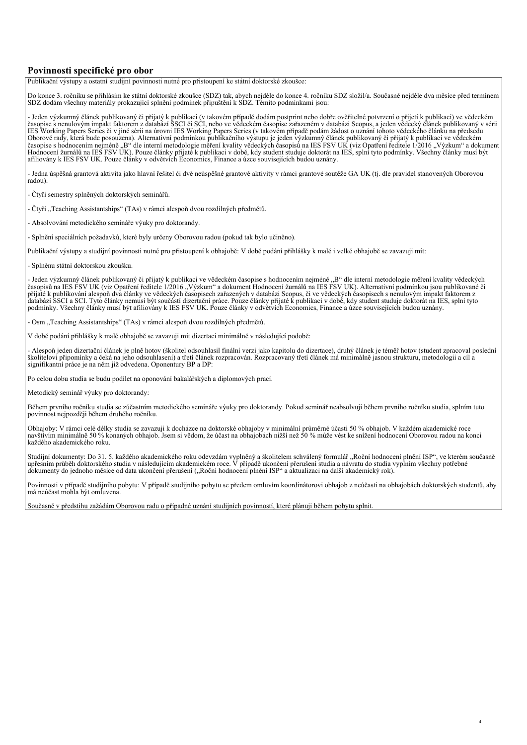## Povinnosti specifické pro obor

Publikační výstupy a ostatní studijní povinnosti nutné pro přistoupení ke státní doktorské zkoušce:

Do konce 3. ročníku se přihlásím ke státní doktorské zkoušce (SDZ) tak, abych nejdéle do konce 4. ročníku SDZ složil/a. Současně nejdéle dva měsíce před termínem SDZ dodám všechny materiály prokazující splnění podmínek připuštění k SDZ. Těmito podmínkami jsou:

- Jeden výzkumný článek publikovaný či přijatý k publikaci (v takovém případě dodám postprint nebo dobře ověřitelné potvrzení o přijetí k publikaci) ve vědeckém časopise s nenulovým impakt faktorem z databází SSCI či SCI, nebo ve vědeckém časopise zařazeném v databázi Scopus, a jeden vědecký článek publikovaný v sérii IES Working Papers Series či v jiné sérii na úrovni IES Working Papers Series (v takovém případě podám žádost o uznání tohoto vědeckého článku na předsedu Oborové rady, která bude posouzena). Alternativní podmínkou publikačního výstupu je jeden výzkumný článek publikovaný či přijatý k publikaci ve vědeckém časopise s hodnocením nejméně „B" dle interní metodologie měření kvality vědeckých časopisů na IES FSV UK (viz Opatření ředitele 1/2016 „Výzkum" a dokument Hodnocení žurnálů na IES FSV UK). Pouze články přijaté k publikaci v době, kdy student studuje doktorát na IES, splní tyto podmínky. Všechny články musí být afiliovány k IES FSV UK. Pouze články v odvětvích Economics, Finance a úzce souvisejících budou uznány.

- Jedna úspěšná grantová aktivita jako hlavní řešitel či dvě neúspěšné grantové aktivity v rámci grantové soutěže GA UK (tj. dle pravidel stanovených Oborovou radou).

- Čtyři semestry splněných doktorských seminářů.

- Čtyři „Teaching Assistantships" (TAs) v rámci alespoň dvou rozdílných předmětů.

- Absolvování metodického semináře výuky pro doktorandy.

- Splnění speciálních požadavků, které byly určeny Oborovou radou (pokud tak bylo učiněno).

Publikační výstupy a studijní povinnosti nutné pro přistoupení k obhajobě: V době podání přihlášky k malé i velké obhajobě se zavazuji mít:

- Splněnu státní doktorskou zkoušku.

- Jeden výzkumný článek publikovaný či přijatý k publikaci ve vědeckém časopise s hodnocením nejméně „B" dle interní metodologie měření kvality vědeckých časopisů na IES FSV UK (viz Opatření ředitele 1/2016 „Výzkum" a dokument Hodnocení žurnálů na IES FSV UK). Alternativní podmínkou jsou publikované či přijaté k publikování alespoň dva články ve vědeckých časopisech zařazených v databázi Scopus, či ve vědeckých časopisech s nenulovým impakt faktorem z databází SSCI a SCI. Tyto články nemusí být součástí dizertační práce. Pouze články přijaté k publikaci v době, kdy student studuje doktorát na IES, splní tyto podmínky. Všechny články musí být afiliovány k IES FSV UK. Pouze články v odvětvích Economics, Finance a úzce souvisejících budou uznány.

- Osm „Teaching Assistantships" (TAs) v rámci alespoň dvou rozdílných předmětů.

V době podání přihlášky k malé obhajobě se zavazuji mít dizertaci minimálně v následující podobě:

- Alespoň jeden dizertační článek je plně hotov (školitel odsouhlasil finální verzi jako kapitolu do dizertace), druhý článek je téměř hotov (student zpracoval poslední školitelovi připomínky a čeká na jeho odsouhlasení) a třetí článek rozpracován. Rozpracovaný třetí článek má minimálně jasnou strukturu, metodologii a cíl a signifikantní práce je na něm již odvedena. Oponentury BP a DP:

Po celou dobu studia se budu podílet na oponování bakalářských a diplomových prací.

Metodický seminář výuky pro doktorandy:

Během prvního ročníku studia se zúčastním metodického semináře výuky pro doktorandy. Pokud seminář neabsolvuji během prvního ročníku studia, splním tuto povinnost nejpozději během druhého ročníku.

Obhajoby: V rámci celé délky studia se zavazuji k docházce na doktorské obhajoby v minimální průměrné účasti 50 % obhajob. V každém akademické roce navštívím minimálně 50 % konaných obhajob. Jsem si vědom, že účast na obhajobách nižší než 50 % může vést ke snížení hodnocení Oborovou radou na konci každého akademického roku.

Studijní dokumenty: Do 31. 5. každého akademického roku odevzdám vyplněný a školitelem schválený formulář „Roční hodnocení plnění ISP", ve kterém současně upřesním průběh doktorského studia v následujícím akademickém roce. V případě ukončení přerušení studia a návratu do studia vyplním všechny potřebné dokumenty do jednoho měsíce od data ukončení přerušení („Roční hodnocení plnění ISP" a aktualizaci na další akademický rok).

Povinnosti v případě studijního pobytu: V případě studijního pobytu se předem omluvím koordinátorovi obhajob z neúčasti na obhajobách doktorských studentů, aby má neúčast mohla být omluvena.

Současně v předstihu zažádám Oborovou radu o případné uznání studijních povinností, které plánuji během pobytu splnit.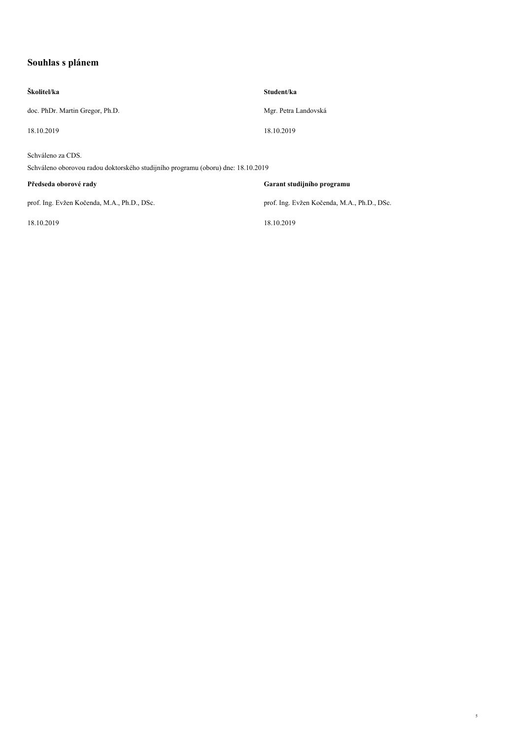## Souhlas s plánem

| **Školitel/ka** | **Student/ka** |
| --- | --- |
| doc. PhDr. Martin Gregor, Ph.D. | Mgr. Petra Landovská |
| 18.10.2019 | 18.10.2019 |

Schváleno za CDS.

Schváleno oborovou radou doktorského studijního programu (oboru) dne: 18.10.2019

| **Předseda oborové rady** | **Garant studijního programu** |
| --- | --- |
| prof. Ing. Evžen Kočenda, M.A., Ph.D., DSc. | prof. Ing. Evžen Kočenda, M.A., Ph.D., DSc. |
| 18.10.2019 | 18.10.2019 |